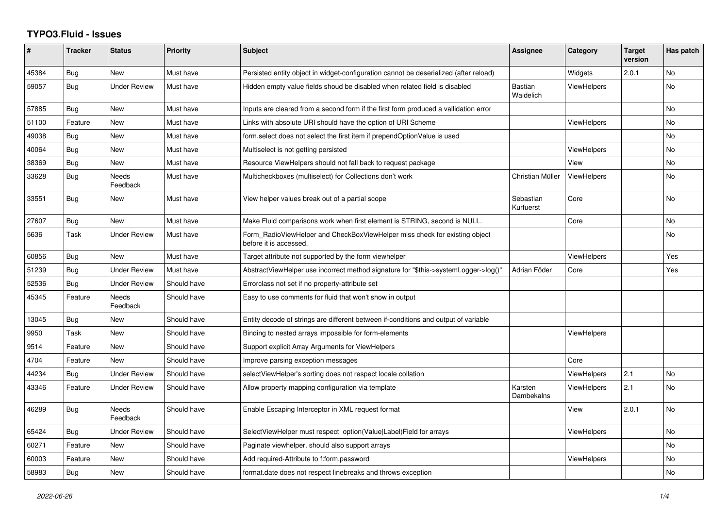# TYPO3.Fluid - Issues

| # | Tracker | Status | Priority | Subject | Assignee | Category | Target version | Has patch |
|---|---|---|---|---|---|---|---|---|
| 45384 | Bug | New | Must have | Persisted entity object in widget-configuration cannot be deserialized (after reload) | | Widgets | 2.0.1 | No |
| 59057 | Bug | Under Review | Must have | Hidden empty value fields shoud be disabled when related field is disabled | Bastian Waidelich | ViewHelpers | | No |
| 57885 | Bug | New | Must have | Inputs are cleared from a second form if the first form produced a vallidation error | | | | No |
| 51100 | Feature | New | Must have | Links with absolute URI should have the option of URI Scheme | | ViewHelpers | | No |
| 49038 | Bug | New | Must have | form.select does not select the first item if prependOptionValue is used | | | | No |
| 40064 | Bug | New | Must have | Multiselect is not getting persisted | | ViewHelpers | | No |
| 38369 | Bug | New | Must have | Resource ViewHelpers should not fall back to request package | | View | | No |
| 33628 | Bug | Needs Feedback | Must have | Multicheckboxes (multiselect) for Collections don't work | Christian Müller | ViewHelpers | | No |
| 33551 | Bug | New | Must have | View helper values break out of a partial scope | Sebastian Kurfuerst | Core | | No |
| 27607 | Bug | New | Must have | Make Fluid comparisons work when first element is STRING, second is NULL. | | Core | | No |
| 5636 | Task | Under Review | Must have | Form_RadioViewHelper and CheckBoxViewHelper miss check for existing object before it is accessed. | | | | No |
| 60856 | Bug | New | Must have | Target attribute not supported by the form viewhelper | | ViewHelpers | | Yes |
| 51239 | Bug | Under Review | Must have | AbstractViewHelper use incorrect method signature for "$this->systemLogger->log()" | Adrian Föder | Core | | Yes |
| 52536 | Bug | Under Review | Should have | Errorclass not set if no property-attribute set | | | | |
| 45345 | Feature | Needs Feedback | Should have | Easy to use comments for fluid that won't show in output | | | | |
| 13045 | Bug | New | Should have | Entity decode of strings are different between if-conditions and output of variable | | | | |
| 9950 | Task | New | Should have | Binding to nested arrays impossible for form-elements | | ViewHelpers | | |
| 9514 | Feature | New | Should have | Support explicit Array Arguments for ViewHelpers | | | | |
| 4704 | Feature | New | Should have | Improve parsing exception messages | | Core | | |
| 44234 | Bug | Under Review | Should have | selectViewHelper's sorting does not respect locale collation | | ViewHelpers | 2.1 | No |
| 43346 | Feature | Under Review | Should have | Allow property mapping configuration via template | Karsten Dambekalns | ViewHelpers | 2.1 | No |
| 46289 | Bug | Needs Feedback | Should have | Enable Escaping Interceptor in XML request format | | View | 2.0.1 | No |
| 65424 | Bug | Under Review | Should have | SelectViewHelper must respect option(Value\|Label)Field for arrays | | ViewHelpers | | No |
| 60271 | Feature | New | Should have | Paginate viewhelper, should also support arrays | | | | No |
| 60003 | Feature | New | Should have | Add required-Attribute to f:form.password | | ViewHelpers | | No |
| 58983 | Bug | New | Should have | format.date does not respect linebreaks and throws exception | | | | No |

*2022-06-26*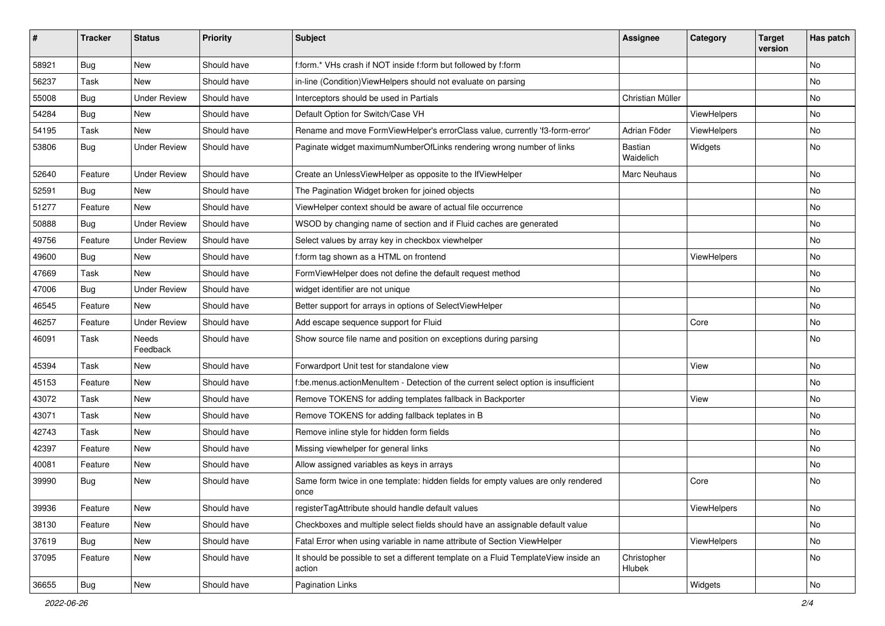| # | Tracker | Status | Priority | Subject | Assignee | Category | Target version | Has patch |
|---|---|---|---|---|---|---|---|---|
| 58921 | Bug | New | Should have | f:form.* VHs crash if NOT inside f:form but followed by f:form | | | | No |
| 56237 | Task | New | Should have | in-line (Condition)ViewHelpers should not evaluate on parsing | | | | No |
| 55008 | Bug | Under Review | Should have | Interceptors should be used in Partials | Christian Müller | | | No |
| 54284 | Bug | New | Should have | Default Option for Switch/Case VH | | ViewHelpers | | No |
| 54195 | Task | New | Should have | Rename and move FormViewHelper's errorClass value, currently 'f3-form-error' | Adrian Föder | ViewHelpers | | No |
| 53806 | Bug | Under Review | Should have | Paginate widget maximumNumberOfLinks rendering wrong number of links | Bastian Waidelich | Widgets | | No |
| 52640 | Feature | Under Review | Should have | Create an UnlessViewHelper as opposite to the IfViewHelper | Marc Neuhaus | | | No |
| 52591 | Bug | New | Should have | The Pagination Widget broken for joined objects | | | | No |
| 51277 | Feature | New | Should have | ViewHelper context should be aware of actual file occurrence | | | | No |
| 50888 | Bug | Under Review | Should have | WSOD by changing name of section and if Fluid caches are generated | | | | No |
| 49756 | Feature | Under Review | Should have | Select values by array key in checkbox viewhelper | | | | No |
| 49600 | Bug | New | Should have | f:form tag shown as a HTML on frontend | | ViewHelpers | | No |
| 47669 | Task | New | Should have | FormViewHelper does not define the default request method | | | | No |
| 47006 | Bug | Under Review | Should have | widget identifier are not unique | | | | No |
| 46545 | Feature | New | Should have | Better support for arrays in options of SelectViewHelper | | | | No |
| 46257 | Feature | Under Review | Should have | Add escape sequence support for Fluid | | Core | | No |
| 46091 | Task | Needs Feedback | Should have | Show source file name and position on exceptions during parsing | | | | No |
| 45394 | Task | New | Should have | Forwardport Unit test for standalone view | | View | | No |
| 45153 | Feature | New | Should have | f:be.menus.actionMenuItem - Detection of the current select option is insufficient | | | | No |
| 43072 | Task | New | Should have | Remove TOKENS for adding templates fallback in Backporter | | View | | No |
| 43071 | Task | New | Should have | Remove TOKENS for adding fallback teplates in B | | | | No |
| 42743 | Task | New | Should have | Remove inline style for hidden form fields | | | | No |
| 42397 | Feature | New | Should have | Missing viewhelper for general links | | | | No |
| 40081 | Feature | New | Should have | Allow assigned variables as keys in arrays | | | | No |
| 39990 | Bug | New | Should have | Same form twice in one template: hidden fields for empty values are only rendered once | | Core | | No |
| 39936 | Feature | New | Should have | registerTagAttribute should handle default values | | ViewHelpers | | No |
| 38130 | Feature | New | Should have | Checkboxes and multiple select fields should have an assignable default value | | | | No |
| 37619 | Bug | New | Should have | Fatal Error when using variable in name attribute of Section ViewHelper | | ViewHelpers | | No |
| 37095 | Feature | New | Should have | It should be possible to set a different template on a Fluid TemplateView inside an action | Christopher Hlubek | | | No |
| 36655 | Bug | New | Should have | Pagination Links | | Widgets | | No |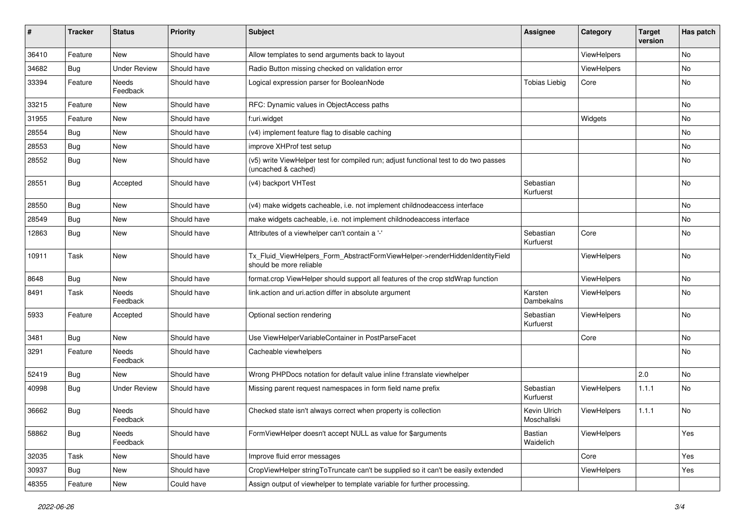| # | Tracker | Status | Priority | Subject | Assignee | Category | Target version | Has patch |
|---|---|---|---|---|---|---|---|---|
| 36410 | Feature | New | Should have | Allow templates to send arguments back to layout | | ViewHelpers | | No |
| 34682 | Bug | Under Review | Should have | Radio Button missing checked on validation error | | ViewHelpers | | No |
| 33394 | Feature | Needs Feedback | Should have | Logical expression parser for BooleanNode | Tobias Liebig | Core | | No |
| 33215 | Feature | New | Should have | RFC: Dynamic values in ObjectAccess paths | | | | No |
| 31955 | Feature | New | Should have | f:uri.widget | | Widgets | | No |
| 28554 | Bug | New | Should have | (v4) implement feature flag to disable caching | | | | No |
| 28553 | Bug | New | Should have | improve XHProf test setup | | | | No |
| 28552 | Bug | New | Should have | (v5) write ViewHelper test for compiled run; adjust functional test to do two passes (uncached & cached) | | | | No |
| 28551 | Bug | Accepted | Should have | (v4) backport VHTest | Sebastian Kurfuerst | | | No |
| 28550 | Bug | New | Should have | (v4) make widgets cacheable, i.e. not implement childnodeaccess interface | | | | No |
| 28549 | Bug | New | Should have | make widgets cacheable, i.e. not implement childnodeaccess interface | | | | No |
| 12863 | Bug | New | Should have | Attributes of a viewhelper can't contain a '-' | Sebastian Kurfuerst | Core | | No |
| 10911 | Task | New | Should have | Tx_Fluid_ViewHelpers_Form_AbstractFormViewHelper->renderHiddenIdentityField should be more reliable | | ViewHelpers | | No |
| 8648 | Bug | New | Should have | format.crop ViewHelper should support all features of the crop stdWrap function | | ViewHelpers | | No |
| 8491 | Task | Needs Feedback | Should have | link.action and uri.action differ in absolute argument | Karsten Dambekalns | ViewHelpers | | No |
| 5933 | Feature | Accepted | Should have | Optional section rendering | Sebastian Kurfuerst | ViewHelpers | | No |
| 3481 | Bug | New | Should have | Use ViewHelperVariableContainer in PostParseFacet | | Core | | No |
| 3291 | Feature | Needs Feedback | Should have | Cacheable viewhelpers | | | | No |
| 52419 | Bug | New | Should have | Wrong PHPDocs notation for default value inline f:translate viewhelper | | | 2.0 | No |
| 40998 | Bug | Under Review | Should have | Missing parent request namespaces in form field name prefix | Sebastian Kurfuerst | ViewHelpers | 1.1.1 | No |
| 36662 | Bug | Needs Feedback | Should have | Checked state isn't always correct when property is collection | Kevin Ulrich Moschallski | ViewHelpers | 1.1.1 | No |
| 58862 | Bug | Needs Feedback | Should have | FormViewHelper doesn't accept NULL as value for $arguments | Bastian Waidelich | ViewHelpers | | Yes |
| 32035 | Task | New | Should have | Improve fluid error messages | | Core | | Yes |
| 30937 | Bug | New | Should have | CropViewHelper stringToTruncate can't be supplied so it can't be easily extended | | ViewHelpers | | Yes |
| 48355 | Feature | New | Could have | Assign output of viewhelper to template variable for further processing. | | | | |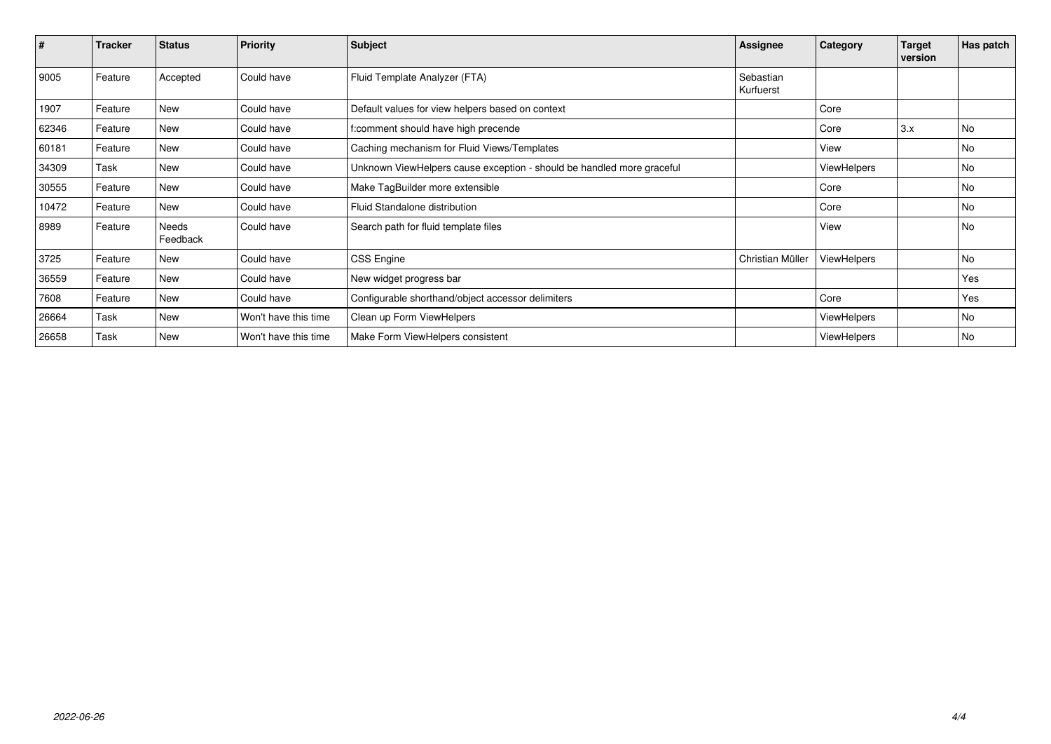| # | Tracker | Status | Priority | Subject | Assignee | Category | Target version | Has patch |
|---|---|---|---|---|---|---|---|---|
| 9005 | Feature | Accepted | Could have | Fluid Template Analyzer (FTA) | Sebastian Kurfuerst | | | |
| 1907 | Feature | New | Could have | Default values for view helpers based on context | | Core | | |
| 62346 | Feature | New | Could have | f:comment should have high precende | | Core | 3.x | No |
| 60181 | Feature | New | Could have | Caching mechanism for Fluid Views/Templates | | View | | No |
| 34309 | Task | New | Could have | Unknown ViewHelpers cause exception - should be handled more graceful | | ViewHelpers | | No |
| 30555 | Feature | New | Could have | Make TagBuilder more extensible | | Core | | No |
| 10472 | Feature | New | Could have | Fluid Standalone distribution | | Core | | No |
| 8989 | Feature | Needs Feedback | Could have | Search path for fluid template files | | View | | No |
| 3725 | Feature | New | Could have | CSS Engine | Christian Müller | ViewHelpers | | No |
| 36559 | Feature | New | Could have | New widget progress bar | | | | Yes |
| 7608 | Feature | New | Could have | Configurable shorthand/object accessor delimiters | | Core | | Yes |
| 26664 | Task | New | Won't have this time | Clean up Form ViewHelpers | | ViewHelpers | | No |
| 26658 | Task | New | Won't have this time | Make Form ViewHelpers consistent | | ViewHelpers | | No |